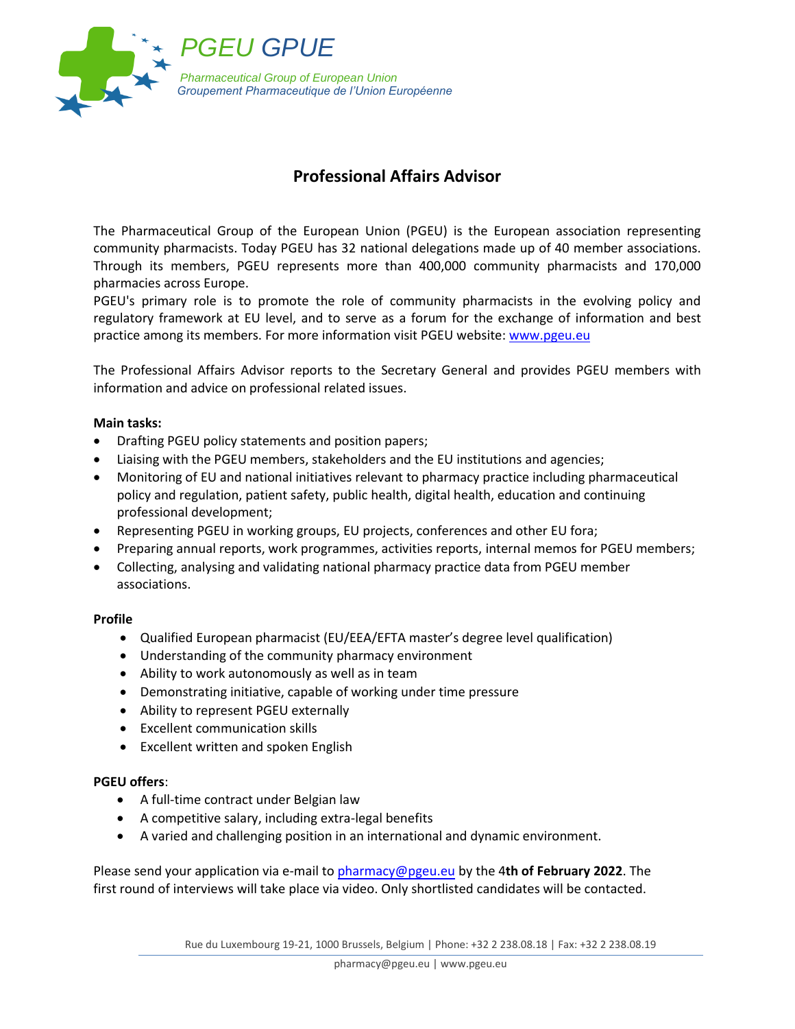PGEU GPUE

*Pharmaceutical Group of European Union*
*Groupement Pharmaceutique de l'Union Européenne*

# Professional Affairs Advisor

The Pharmaceutical Group of the European Union (PGEU) is the European association representing community pharmacists. Today PGEU has 32 national delegations made up of 40 member associations. Through its members, PGEU represents more than 400,000 community pharmacists and 170,000 pharmacies across Europe.
PGEU's primary role is to promote the role of community pharmacists in the evolving policy and regulatory framework at EU level, and to serve as a forum for the exchange of information and best practice among its members. For more information visit PGEU website: [www.pgeu.eu](http://www.pgeu.eu)

The Professional Affairs Advisor reports to the Secretary General and provides PGEU members with information and advice on professional related issues.

**Main tasks:**

- Drafting PGEU policy statements and position papers;
- Liaising with the PGEU members, stakeholders and the EU institutions and agencies;
- Monitoring of EU and national initiatives relevant to pharmacy practice including pharmaceutical policy and regulation, patient safety, public health, digital health, education and continuing professional development;
- Representing PGEU in working groups, EU projects, conferences and other EU fora;
- Preparing annual reports, work programmes, activities reports, internal memos for PGEU members;
- Collecting, analysing and validating national pharmacy practice data from PGEU member associations.

**Profile**

- Qualified European pharmacist (EU/EEA/EFTA master's degree level qualification)
- Understanding of the community pharmacy environment
- Ability to work autonomously as well as in team
- Demonstrating initiative, capable of working under time pressure
- Ability to represent PGEU externally
- Excellent communication skills
- Excellent written and spoken English

**PGEU offers**:

- A full-time contract under Belgian law
- A competitive salary, including extra-legal benefits
- A varied and challenging position in an international and dynamic environment.

Please send your application via e-mail to [pharmacy@pgeu.eu](mailto:pharmacy@pgeu.eu) by the 4**th of February 2022**. The first round of interviews will take place via video. Only shortlisted candidates will be contacted.

Rue du Luxembourg 19-21, 1000 Brussels, Belgium | Phone: +32 2 238.08.18 | Fax: +32 2 238.08.19
pharmacy@pgeu.eu | www.pgeu.eu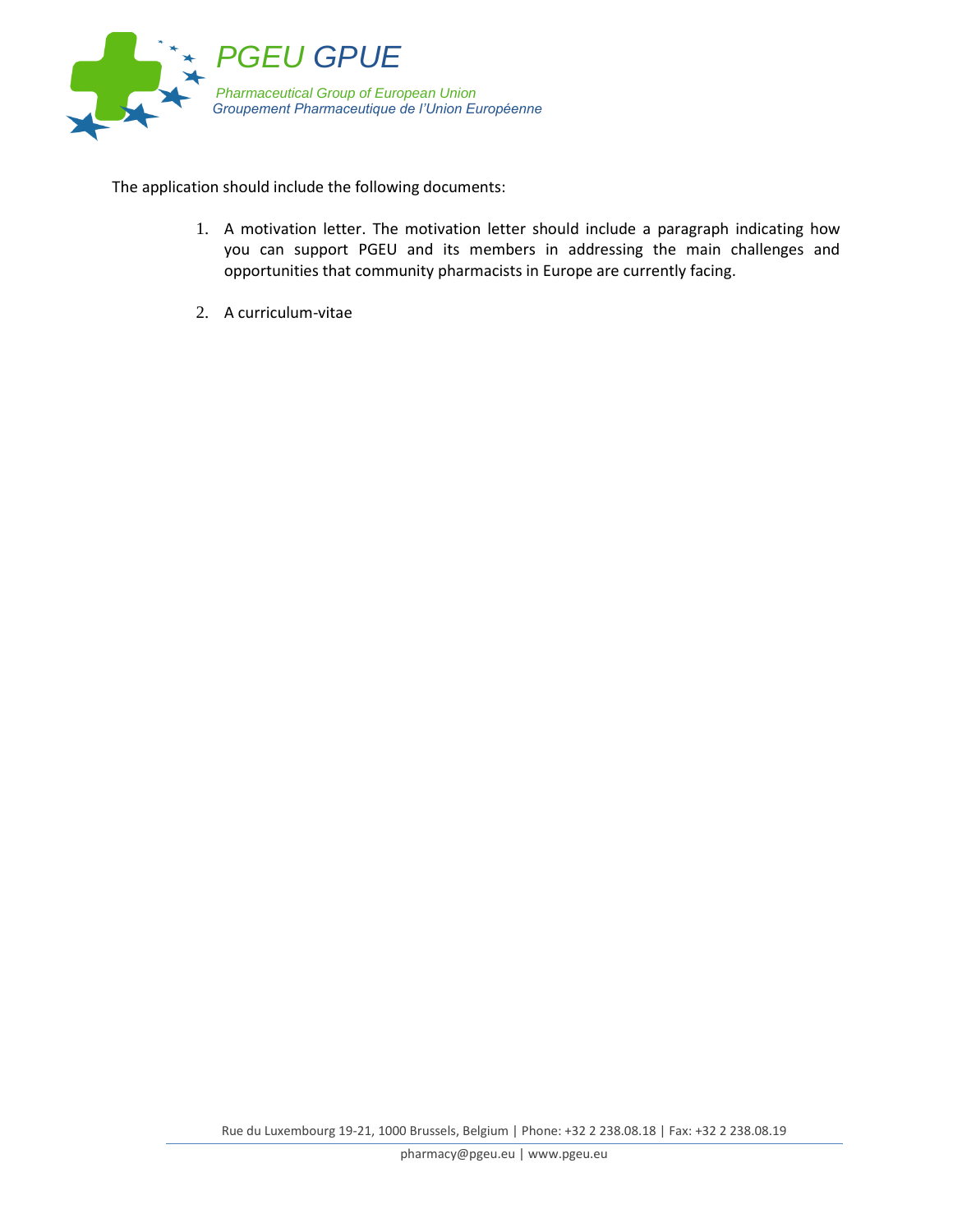The application should include the following documents:

1. A motivation letter. The motivation letter should include a paragraph indicating how you can support PGEU and its members in addressing the main challenges and opportunities that community pharmacists in Europe are currently facing.

2. A curriculum-vitae